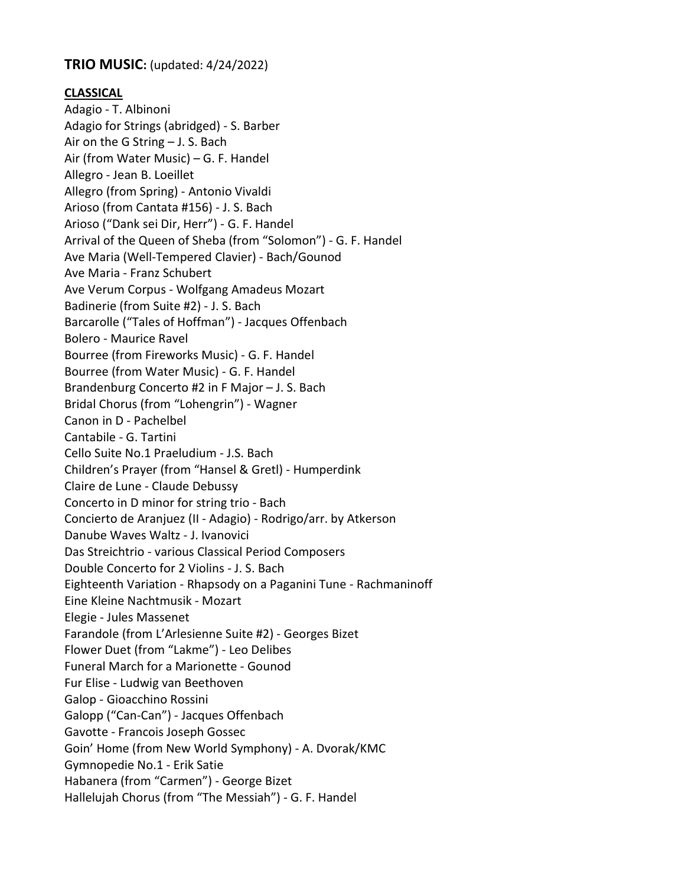**TRIO MUSIC:** (updated: 4/24/2022)

**CLASSICAL**

Adagio - T. Albinoni
Adagio for Strings (abridged) - S. Barber
Air on the G String – J. S. Bach
Air (from Water Music) – G. F. Handel
Allegro - Jean B. Loeillet
Allegro (from Spring) - Antonio Vivaldi
Arioso (from Cantata #156) - J. S. Bach
Arioso ("Dank sei Dir, Herr") - G. F. Handel
Arrival of the Queen of Sheba (from "Solomon") - G. F. Handel
Ave Maria (Well-Tempered Clavier) - Bach/Gounod
Ave Maria - Franz Schubert
Ave Verum Corpus - Wolfgang Amadeus Mozart
Badinerie (from Suite #2) - J. S. Bach
Barcarolle ("Tales of Hoffman") - Jacques Offenbach
Bolero - Maurice Ravel
Bourree (from Fireworks Music) - G. F. Handel
Bourree (from Water Music) - G. F. Handel
Brandenburg Concerto #2 in F Major – J. S. Bach
Bridal Chorus (from "Lohengrin") - Wagner
Canon in D - Pachelbel
Cantabile - G. Tartini
Cello Suite No.1 Praeludium - J.S. Bach
Children's Prayer (from "Hansel & Gretl) - Humperdink
Claire de Lune - Claude Debussy
Concerto in D minor for string trio - Bach
Concierto de Aranjuez (II - Adagio) - Rodrigo/arr. by Atkerson
Danube Waves Waltz - J. Ivanovici
Das Streichtrio - various Classical Period Composers
Double Concerto for 2 Violins - J. S. Bach
Eighteenth Variation - Rhapsody on a Paganini Tune - Rachmaninoff
Eine Kleine Nachtmusik - Mozart
Elegie - Jules Massenet
Farandole (from L'Arlesienne Suite #2) - Georges Bizet
Flower Duet (from "Lakme") - Leo Delibes
Funeral March for a Marionette - Gounod
Fur Elise - Ludwig van Beethoven
Galop - Gioacchino Rossini
Galopp ("Can-Can") - Jacques Offenbach
Gavotte - Francois Joseph Gossec
Goin' Home (from New World Symphony) - A. Dvorak/KMC
Gymnopedie No.1 - Erik Satie
Habanera (from "Carmen") - George Bizet
Hallelujah Chorus (from "The Messiah") - G. F. Handel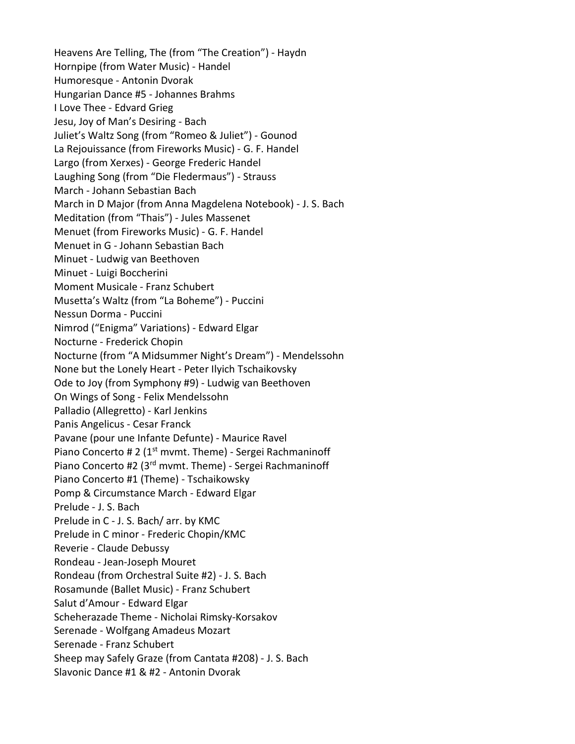Heavens Are Telling, The (from "The Creation") - Haydn
Hornpipe (from Water Music) - Handel
Humoresque - Antonin Dvorak
Hungarian Dance #5 - Johannes Brahms
I Love Thee - Edvard Grieg
Jesu, Joy of Man's Desiring - Bach
Juliet's Waltz Song (from "Romeo & Juliet") - Gounod
La Rejouissance (from Fireworks Music) - G. F. Handel
Largo (from Xerxes) - George Frederic Handel
Laughing Song (from "Die Fledermaus") - Strauss
March - Johann Sebastian Bach
March in D Major (from Anna Magdelena Notebook) - J. S. Bach
Meditation (from "Thais") - Jules Massenet
Menuet (from Fireworks Music) - G. F. Handel
Menuet in G - Johann Sebastian Bach
Minuet - Ludwig van Beethoven
Minuet - Luigi Boccherini
Moment Musicale - Franz Schubert
Musetta's Waltz (from "La Boheme") - Puccini
Nessun Dorma - Puccini
Nimrod ("Enigma" Variations) - Edward Elgar
Nocturne - Frederick Chopin
Nocturne (from "A Midsummer Night's Dream") - Mendelssohn
None but the Lonely Heart - Peter Ilyich Tschaikovsky
Ode to Joy (from Symphony #9) - Ludwig van Beethoven
On Wings of Song - Felix Mendelssohn
Palladio (Allegretto) - Karl Jenkins
Panis Angelicus - Cesar Franck
Pavane (pour une Infante Defunte) - Maurice Ravel
Piano Concerto # 2 (1st mvmt. Theme) - Sergei Rachmaninoff
Piano Concerto #2 (3rd mvmt. Theme) - Sergei Rachmaninoff
Piano Concerto #1 (Theme) - Tschaikowsky
Pomp & Circumstance March - Edward Elgar
Prelude - J. S. Bach
Prelude in C - J. S. Bach/ arr. by KMC
Prelude in C minor - Frederic Chopin/KMC
Reverie - Claude Debussy
Rondeau - Jean-Joseph Mouret
Rondeau (from Orchestral Suite #2) - J. S. Bach
Rosamunde (Ballet Music) - Franz Schubert
Salut d'Amour - Edward Elgar
Scheherazade Theme - Nicholai Rimsky-Korsakov
Serenade - Wolfgang Amadeus Mozart
Serenade - Franz Schubert
Sheep may Safely Graze (from Cantata #208) - J. S. Bach
Slavonic Dance #1 & #2 - Antonin Dvorak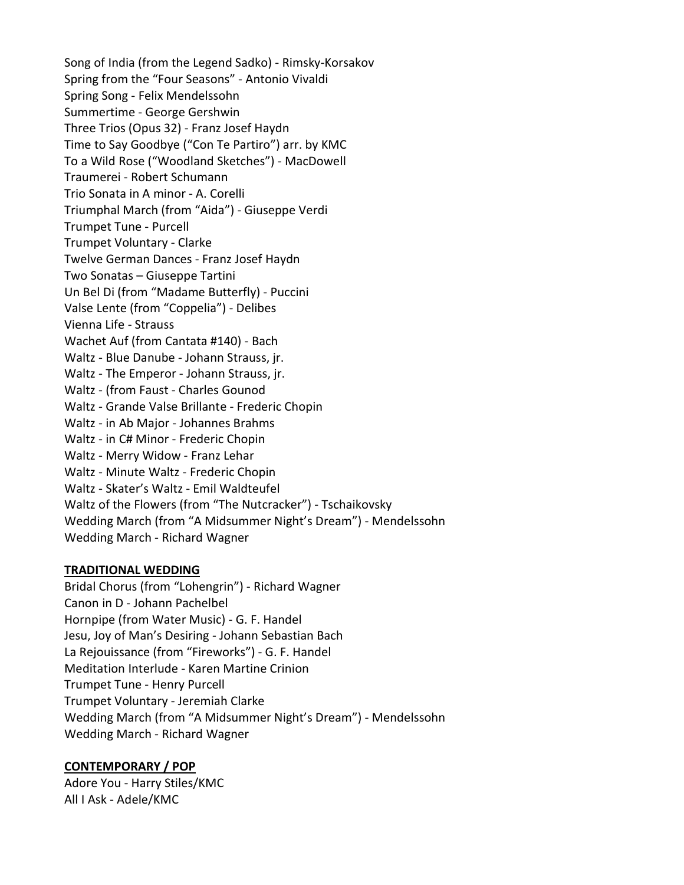Song of India (from the Legend Sadko) - Rimsky-Korsakov
Spring from the "Four Seasons" - Antonio Vivaldi
Spring Song - Felix Mendelssohn
Summertime - George Gershwin
Three Trios (Opus 32) - Franz Josef Haydn
Time to Say Goodbye ("Con Te Partiro") arr. by KMC
To a Wild Rose ("Woodland Sketches") - MacDowell
Traumerei - Robert Schumann
Trio Sonata in A minor - A. Corelli
Triumphal March (from "Aida") - Giuseppe Verdi
Trumpet Tune - Purcell
Trumpet Voluntary - Clarke
Twelve German Dances - Franz Josef Haydn
Two Sonatas – Giuseppe Tartini
Un Bel Di (from "Madame Butterfly) - Puccini
Valse Lente (from "Coppelia") - Delibes
Vienna Life - Strauss
Wachet Auf (from Cantata #140) - Bach
Waltz - Blue Danube - Johann Strauss, jr.
Waltz - The Emperor - Johann Strauss, jr.
Waltz - (from Faust - Charles Gounod
Waltz - Grande Valse Brillante - Frederic Chopin
Waltz - in Ab Major - Johannes Brahms
Waltz - in C# Minor - Frederic Chopin
Waltz - Merry Widow - Franz Lehar
Waltz - Minute Waltz - Frederic Chopin
Waltz - Skater's Waltz - Emil Waldteufel
Waltz of the Flowers (from "The Nutcracker") - Tschaikovsky
Wedding March (from "A Midsummer Night's Dream") - Mendelssohn
Wedding March - Richard Wagner

## TRADITIONAL WEDDING

Bridal Chorus (from "Lohengrin") - Richard Wagner
Canon in D - Johann Pachelbel
Hornpipe (from Water Music) - G. F. Handel
Jesu, Joy of Man's Desiring - Johann Sebastian Bach
La Rejouissance (from "Fireworks") - G. F. Handel
Meditation Interlude - Karen Martine Crinion
Trumpet Tune - Henry Purcell
Trumpet Voluntary - Jeremiah Clarke
Wedding March (from "A Midsummer Night's Dream") - Mendelssohn
Wedding March - Richard Wagner

## CONTEMPORARY / POP

Adore You - Harry Stiles/KMC
All I Ask - Adele/KMC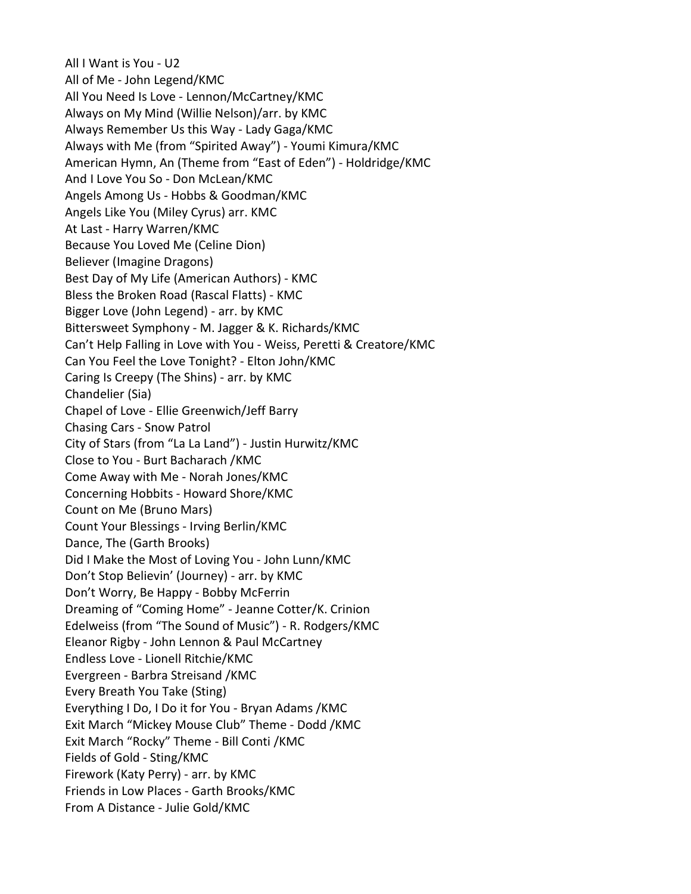All I Want is You - U2
All of Me - John Legend/KMC
All You Need Is Love - Lennon/McCartney/KMC
Always on My Mind (Willie Nelson)/arr. by KMC
Always Remember Us this Way - Lady Gaga/KMC
Always with Me (from "Spirited Away") - Youmi Kimura/KMC
American Hymn, An (Theme from "East of Eden") - Holdridge/KMC
And I Love You So - Don McLean/KMC
Angels Among Us - Hobbs & Goodman/KMC
Angels Like You (Miley Cyrus) arr. KMC
At Last - Harry Warren/KMC
Because You Loved Me (Celine Dion)
Believer (Imagine Dragons)
Best Day of My Life (American Authors) - KMC
Bless the Broken Road (Rascal Flatts) - KMC
Bigger Love (John Legend) - arr. by KMC
Bittersweet Symphony - M. Jagger & K. Richards/KMC
Can't Help Falling in Love with You - Weiss, Peretti & Creatore/KMC
Can You Feel the Love Tonight? - Elton John/KMC
Caring Is Creepy (The Shins) - arr. by KMC
Chandelier (Sia)
Chapel of Love - Ellie Greenwich/Jeff Barry
Chasing Cars - Snow Patrol
City of Stars (from "La La Land") - Justin Hurwitz/KMC
Close to You - Burt Bacharach /KMC
Come Away with Me - Norah Jones/KMC
Concerning Hobbits - Howard Shore/KMC
Count on Me (Bruno Mars)
Count Your Blessings - Irving Berlin/KMC
Dance, The (Garth Brooks)
Did I Make the Most of Loving You - John Lunn/KMC
Don't Stop Believin' (Journey) - arr. by KMC
Don't Worry, Be Happy - Bobby McFerrin
Dreaming of "Coming Home" - Jeanne Cotter/K. Crinion
Edelweiss (from "The Sound of Music") - R. Rodgers/KMC
Eleanor Rigby - John Lennon & Paul McCartney
Endless Love - Lionell Ritchie/KMC
Evergreen - Barbra Streisand /KMC
Every Breath You Take (Sting)
Everything I Do, I Do it for You - Bryan Adams /KMC
Exit March "Mickey Mouse Club" Theme - Dodd /KMC
Exit March "Rocky" Theme - Bill Conti /KMC
Fields of Gold - Sting/KMC
Firework (Katy Perry) - arr. by KMC
Friends in Low Places - Garth Brooks/KMC
From A Distance - Julie Gold/KMC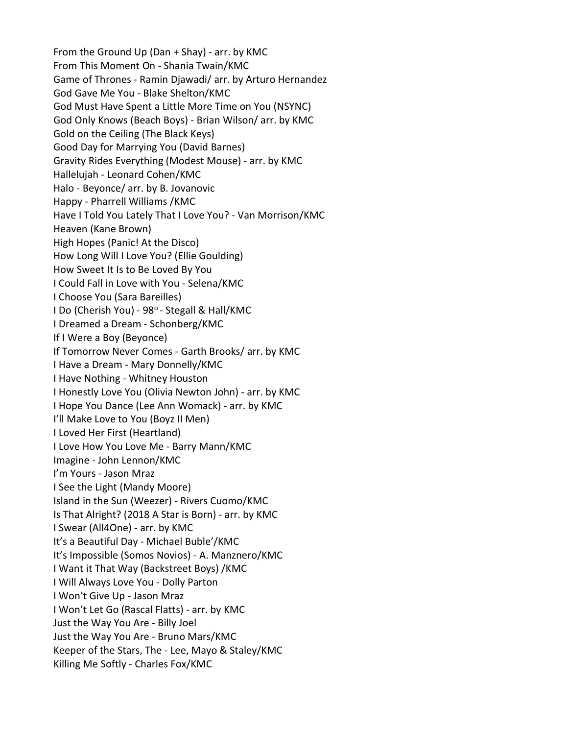From the Ground Up (Dan + Shay) - arr. by KMC
From This Moment On - Shania Twain/KMC
Game of Thrones - Ramin Djawadi/ arr. by Arturo Hernandez
God Gave Me You - Blake Shelton/KMC
God Must Have Spent a Little More Time on You (NSYNC)
God Only Knows (Beach Boys) - Brian Wilson/ arr. by KMC
Gold on the Ceiling (The Black Keys)
Good Day for Marrying You (David Barnes)
Gravity Rides Everything (Modest Mouse) - arr. by KMC
Hallelujah - Leonard Cohen/KMC
Halo - Beyonce/ arr. by B. Jovanovic
Happy - Pharrell Williams /KMC
Have I Told You Lately That I Love You? - Van Morrison/KMC
Heaven (Kane Brown)
High Hopes (Panic! At the Disco)
How Long Will I Love You? (Ellie Goulding)
How Sweet It Is to Be Loved By You
I Could Fall in Love with You - Selena/KMC
I Choose You (Sara Bareilles)
I Do (Cherish You) - 98° - Stegall & Hall/KMC
I Dreamed a Dream - Schonberg/KMC
If I Were a Boy (Beyonce)
If Tomorrow Never Comes - Garth Brooks/ arr. by KMC
I Have a Dream - Mary Donnelly/KMC
I Have Nothing - Whitney Houston
I Honestly Love You (Olivia Newton John) - arr. by KMC
I Hope You Dance (Lee Ann Womack) - arr. by KMC
I'll Make Love to You (Boyz II Men)
I Loved Her First (Heartland)
I Love How You Love Me - Barry Mann/KMC
Imagine - John Lennon/KMC
I'm Yours - Jason Mraz
I See the Light (Mandy Moore)
Island in the Sun (Weezer) - Rivers Cuomo/KMC
Is That Alright? (2018 A Star is Born) - arr. by KMC
I Swear (All4One) - arr. by KMC
It's a Beautiful Day - Michael Buble'/KMC
It's Impossible (Somos Novios) - A. Manznero/KMC
I Want it That Way (Backstreet Boys) /KMC
I Will Always Love You - Dolly Parton
I Won't Give Up - Jason Mraz
I Won't Let Go (Rascal Flatts) - arr. by KMC
Just the Way You Are - Billy Joel
Just the Way You Are - Bruno Mars/KMC
Keeper of the Stars, The - Lee, Mayo & Staley/KMC
Killing Me Softly - Charles Fox/KMC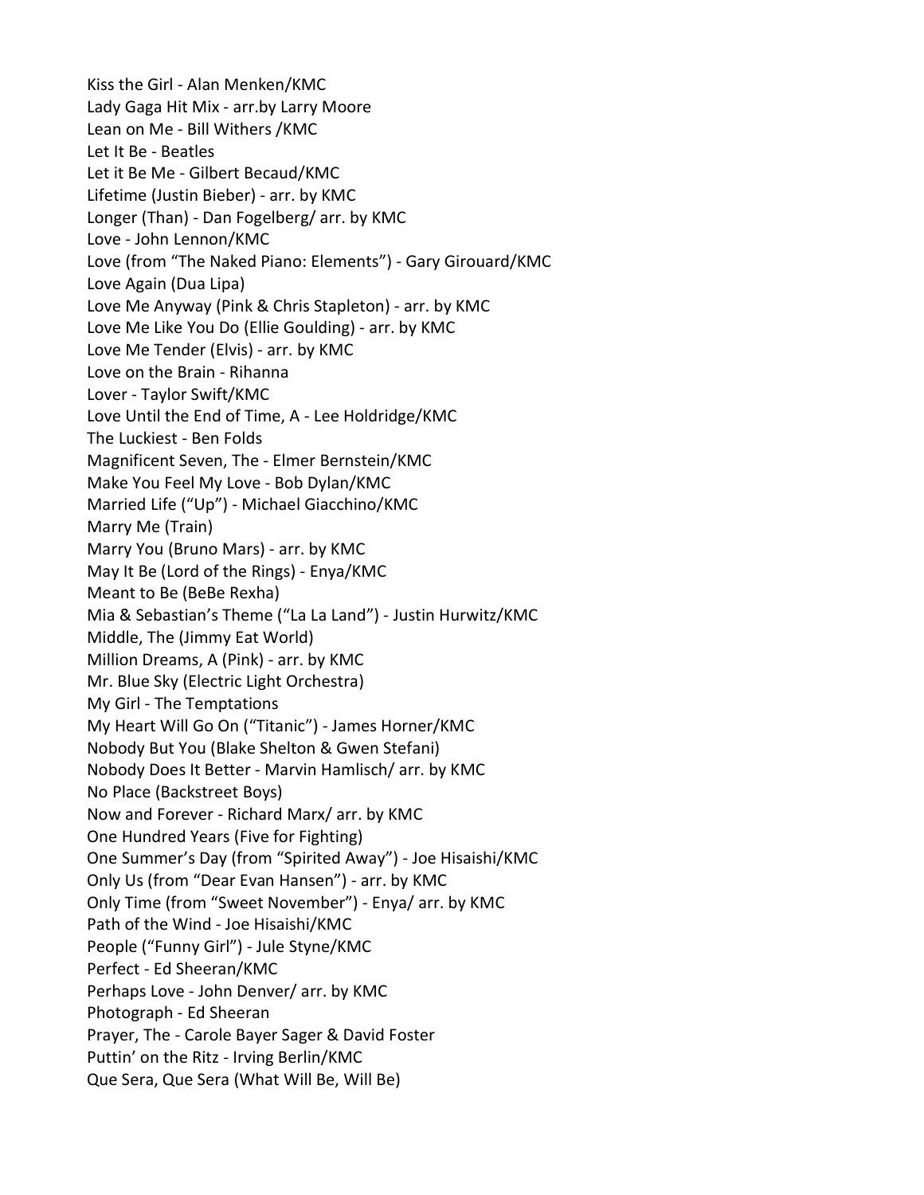Kiss the Girl - Alan Menken/KMC
Lady Gaga Hit Mix - arr.by Larry Moore
Lean on Me - Bill Withers /KMC
Let It Be - Beatles
Let it Be Me - Gilbert Becaud/KMC
Lifetime (Justin Bieber) - arr. by KMC
Longer (Than) - Dan Fogelberg/ arr. by KMC
Love - John Lennon/KMC
Love (from "The Naked Piano: Elements") - Gary Girouard/KMC
Love Again (Dua Lipa)
Love Me Anyway (Pink & Chris Stapleton) - arr. by KMC
Love Me Like You Do (Ellie Goulding) - arr. by KMC
Love Me Tender (Elvis) - arr. by KMC
Love on the Brain - Rihanna
Lover - Taylor Swift/KMC
Love Until the End of Time, A - Lee Holdridge/KMC
The Luckiest - Ben Folds
Magnificent Seven, The - Elmer Bernstein/KMC
Make You Feel My Love - Bob Dylan/KMC
Married Life ("Up") - Michael Giacchino/KMC
Marry Me (Train)
Marry You (Bruno Mars) - arr. by KMC
May It Be (Lord of the Rings) - Enya/KMC
Meant to Be (BeBe Rexha)
Mia & Sebastian's Theme ("La La Land") - Justin Hurwitz/KMC
Middle, The (Jimmy Eat World)
Million Dreams, A (Pink) - arr. by KMC
Mr. Blue Sky (Electric Light Orchestra)
My Girl - The Temptations
My Heart Will Go On ("Titanic") - James Horner/KMC
Nobody But You (Blake Shelton & Gwen Stefani)
Nobody Does It Better - Marvin Hamlisch/ arr. by KMC
No Place (Backstreet Boys)
Now and Forever - Richard Marx/ arr. by KMC
One Hundred Years (Five for Fighting)
One Summer's Day (from "Spirited Away") - Joe Hisaishi/KMC
Only Us (from "Dear Evan Hansen") - arr. by KMC
Only Time (from "Sweet November") - Enya/ arr. by KMC
Path of the Wind - Joe Hisaishi/KMC
People ("Funny Girl") - Jule Styne/KMC
Perfect - Ed Sheeran/KMC
Perhaps Love - John Denver/ arr. by KMC
Photograph - Ed Sheeran
Prayer, The - Carole Bayer Sager & David Foster
Puttin' on the Ritz - Irving Berlin/KMC
Que Sera, Que Sera (What Will Be, Will Be)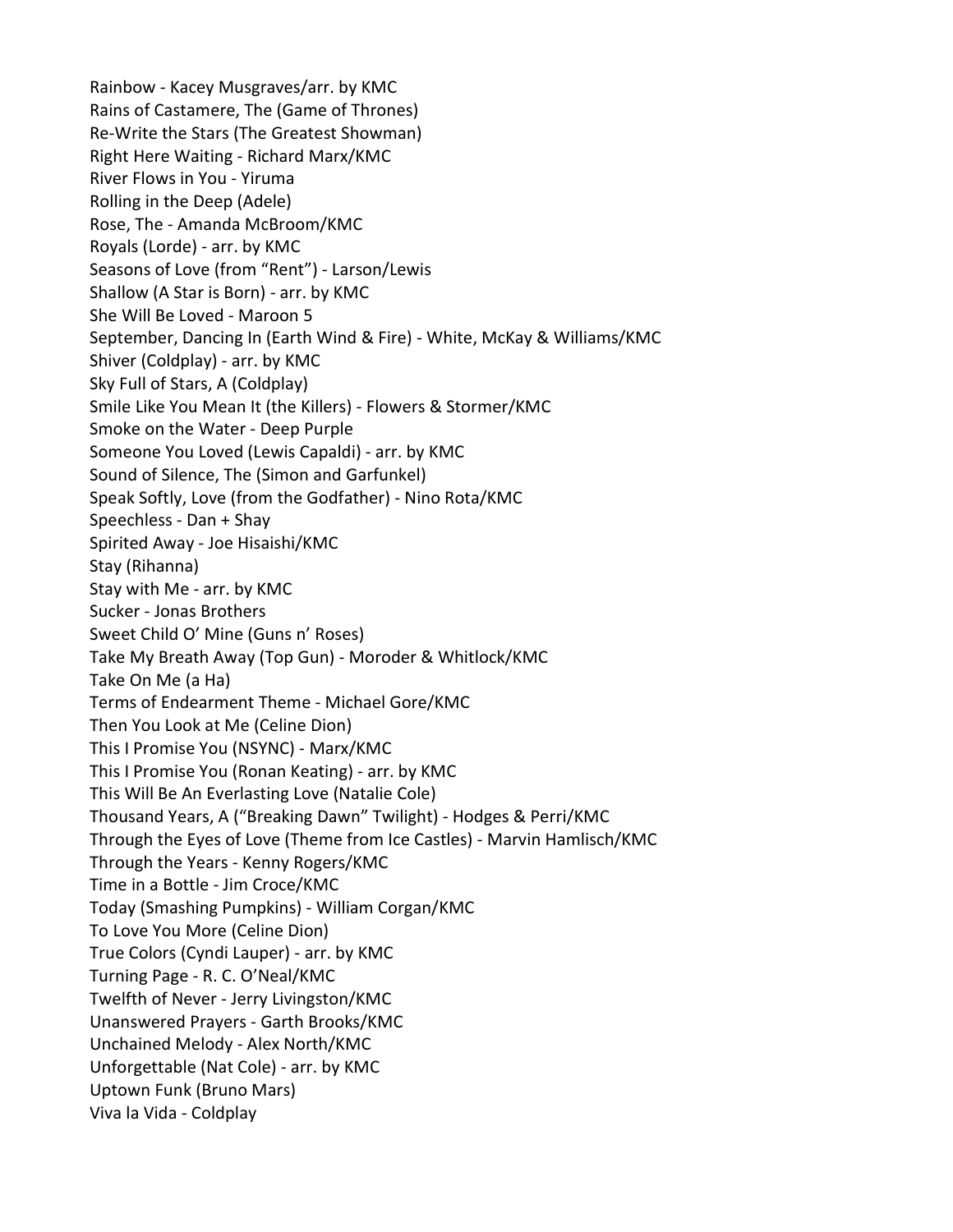Rainbow - Kacey Musgraves/arr. by KMC
Rains of Castamere, The (Game of Thrones)
Re-Write the Stars (The Greatest Showman)
Right Here Waiting - Richard Marx/KMC
River Flows in You - Yiruma
Rolling in the Deep (Adele)
Rose, The - Amanda McBroom/KMC
Royals (Lorde) - arr. by KMC
Seasons of Love (from "Rent") - Larson/Lewis
Shallow (A Star is Born) - arr. by KMC
She Will Be Loved - Maroon 5
September, Dancing In (Earth Wind & Fire) - White, McKay & Williams/KMC
Shiver (Coldplay) - arr. by KMC
Sky Full of Stars, A (Coldplay)
Smile Like You Mean It (the Killers) - Flowers & Stormer/KMC
Smoke on the Water - Deep Purple
Someone You Loved (Lewis Capaldi) - arr. by KMC
Sound of Silence, The (Simon and Garfunkel)
Speak Softly, Love (from the Godfather) - Nino Rota/KMC
Speechless - Dan + Shay
Spirited Away - Joe Hisaishi/KMC
Stay (Rihanna)
Stay with Me - arr. by KMC
Sucker - Jonas Brothers
Sweet Child O' Mine (Guns n' Roses)
Take My Breath Away (Top Gun) - Moroder & Whitlock/KMC
Take On Me (a Ha)
Terms of Endearment Theme - Michael Gore/KMC
Then You Look at Me (Celine Dion)
This I Promise You (NSYNC) - Marx/KMC
This I Promise You (Ronan Keating) - arr. by KMC
This Will Be An Everlasting Love (Natalie Cole)
Thousand Years, A ("Breaking Dawn" Twilight) - Hodges & Perri/KMC
Through the Eyes of Love (Theme from Ice Castles) - Marvin Hamlisch/KMC
Through the Years - Kenny Rogers/KMC
Time in a Bottle - Jim Croce/KMC
Today (Smashing Pumpkins) - William Corgan/KMC
To Love You More (Celine Dion)
True Colors (Cyndi Lauper) - arr. by KMC
Turning Page - R. C. O'Neal/KMC
Twelfth of Never - Jerry Livingston/KMC
Unanswered Prayers - Garth Brooks/KMC
Unchained Melody - Alex North/KMC
Unforgettable (Nat Cole) - arr. by KMC
Uptown Funk (Bruno Mars)
Viva la Vida - Coldplay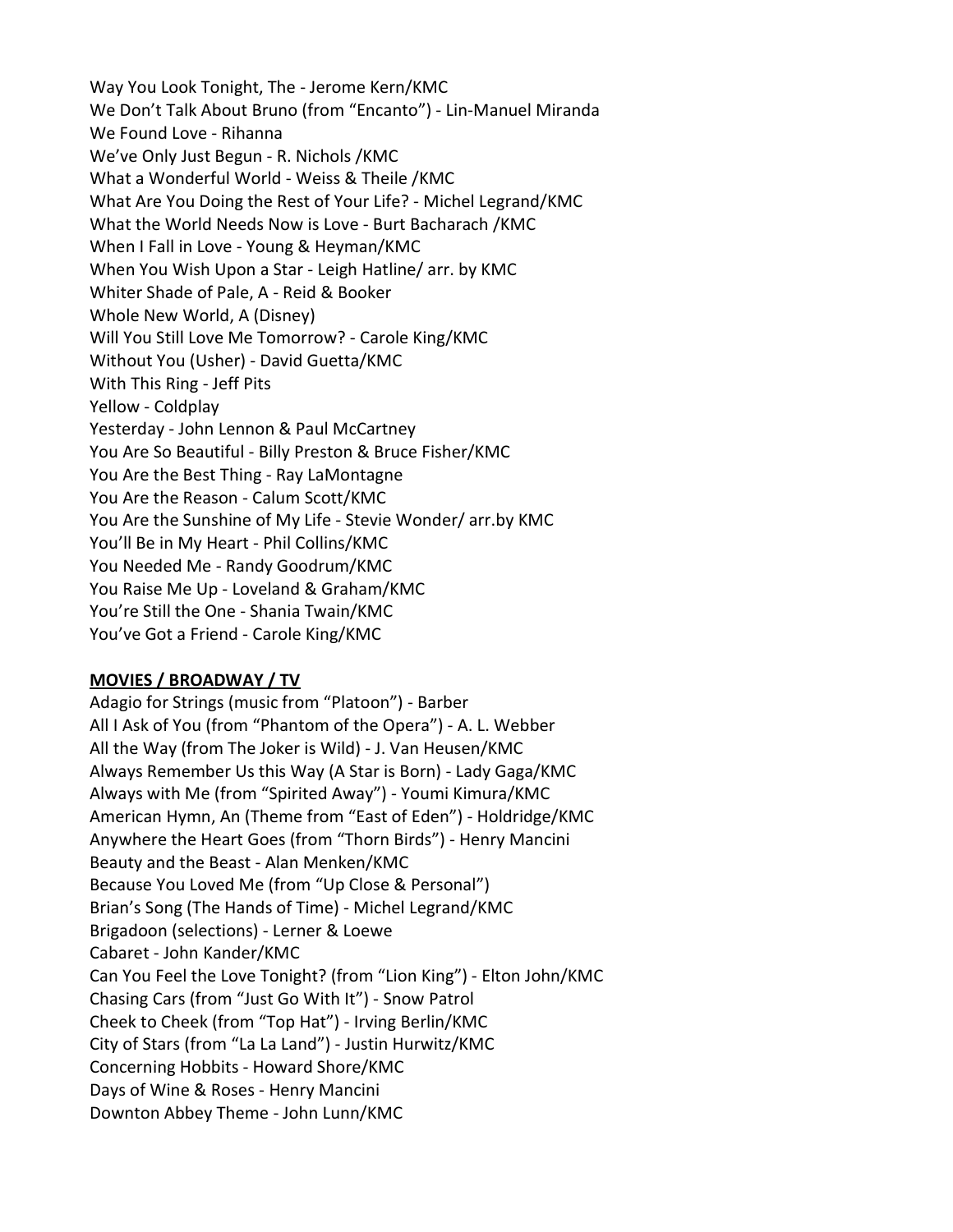Way You Look Tonight, The - Jerome Kern/KMC
We Don't Talk About Bruno (from "Encanto") - Lin-Manuel Miranda
We Found Love - Rihanna
We've Only Just Begun - R. Nichols /KMC
What a Wonderful World - Weiss & Theile /KMC
What Are You Doing the Rest of Your Life? - Michel Legrand/KMC
What the World Needs Now is Love - Burt Bacharach /KMC
When I Fall in Love - Young & Heyman/KMC
When You Wish Upon a Star - Leigh Hatline/ arr. by KMC
Whiter Shade of Pale, A - Reid & Booker
Whole New World, A (Disney)
Will You Still Love Me Tomorrow? - Carole King/KMC
Without You (Usher) - David Guetta/KMC
With This Ring - Jeff Pits
Yellow - Coldplay
Yesterday - John Lennon & Paul McCartney
You Are So Beautiful - Billy Preston & Bruce Fisher/KMC
You Are the Best Thing - Ray LaMontagne
You Are the Reason - Calum Scott/KMC
You Are the Sunshine of My Life - Stevie Wonder/ arr.by KMC
You'll Be in My Heart - Phil Collins/KMC
You Needed Me - Randy Goodrum/KMC
You Raise Me Up - Loveland & Graham/KMC
You're Still the One - Shania Twain/KMC
You've Got a Friend - Carole King/KMC

**MOVIES / BROADWAY / TV**

Adagio for Strings (music from "Platoon") - Barber
All I Ask of You (from "Phantom of the Opera") - A. L. Webber
All the Way (from The Joker is Wild) - J. Van Heusen/KMC
Always Remember Us this Way (A Star is Born) - Lady Gaga/KMC
Always with Me (from "Spirited Away") - Youmi Kimura/KMC
American Hymn, An (Theme from "East of Eden") - Holdridge/KMC
Anywhere the Heart Goes (from "Thorn Birds") - Henry Mancini
Beauty and the Beast - Alan Menken/KMC
Because You Loved Me (from "Up Close & Personal")
Brian's Song (The Hands of Time) - Michel Legrand/KMC
Brigadoon (selections) - Lerner & Loewe
Cabaret - John Kander/KMC
Can You Feel the Love Tonight? (from "Lion King") - Elton John/KMC
Chasing Cars (from "Just Go With It") - Snow Patrol
Cheek to Cheek (from "Top Hat") - Irving Berlin/KMC
City of Stars (from "La La Land") - Justin Hurwitz/KMC
Concerning Hobbits - Howard Shore/KMC
Days of Wine & Roses - Henry Mancini
Downton Abbey Theme - John Lunn/KMC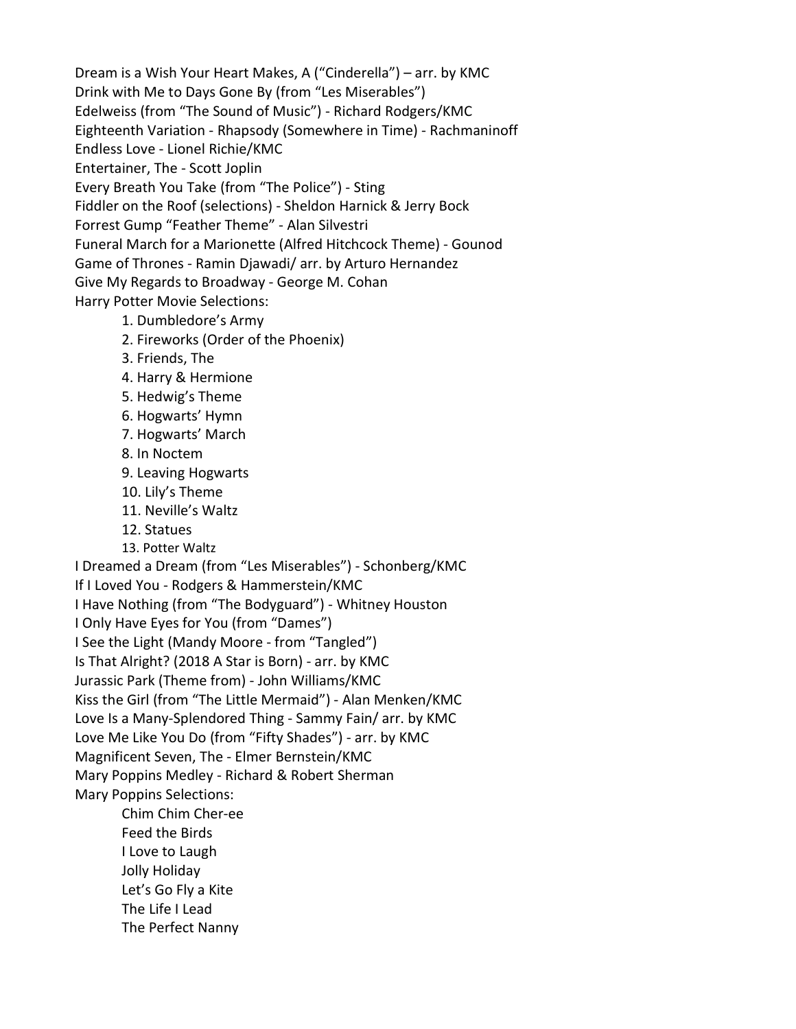Dream is a Wish Your Heart Makes, A (“Cinderella”) – arr. by KMC
Drink with Me to Days Gone By (from “Les Miserables”)
Edelweiss (from “The Sound of Music”) - Richard Rodgers/KMC
Eighteenth Variation - Rhapsody (Somewhere in Time) - Rachmaninoff
Endless Love - Lionel Richie/KMC
Entertainer, The - Scott Joplin
Every Breath You Take (from “The Police”) - Sting
Fiddler on the Roof (selections) - Sheldon Harnick & Jerry Bock
Forrest Gump “Feather Theme” - Alan Silvestri
Funeral March for a Marionette (Alfred Hitchcock Theme) - Gounod
Game of Thrones - Ramin Djawadi/ arr. by Arturo Hernandez
Give My Regards to Broadway - George M. Cohan
Harry Potter Movie Selections:

1. Dumbledore’s Army
2. Fireworks (Order of the Phoenix)
3. Friends, The
4. Harry & Hermione
5. Hedwig’s Theme
6. Hogwarts’ Hymn
7. Hogwarts’ March
8. In Noctem
9. Leaving Hogwarts
10. Lily’s Theme
11. Neville’s Waltz
12. Statues
13. Potter Waltz

I Dreamed a Dream (from “Les Miserables”) - Schonberg/KMC
If I Loved You - Rodgers & Hammerstein/KMC
I Have Nothing (from “The Bodyguard”) - Whitney Houston
I Only Have Eyes for You (from “Dames”)
I See the Light (Mandy Moore - from “Tangled”)
Is That Alright? (2018 A Star is Born) - arr. by KMC
Jurassic Park (Theme from) - John Williams/KMC
Kiss the Girl (from “The Little Mermaid”) - Alan Menken/KMC
Love Is a Many-Splendored Thing - Sammy Fain/ arr. by KMC
Love Me Like You Do (from “Fifty Shades”) - arr. by KMC
Magnificent Seven, The - Elmer Bernstein/KMC
Mary Poppins Medley - Richard & Robert Sherman
Mary Poppins Selections:

- Chim Chim Cher-ee
- Feed the Birds
- I Love to Laugh
- Jolly Holiday
- Let’s Go Fly a Kite
- The Life I Lead
- The Perfect Nanny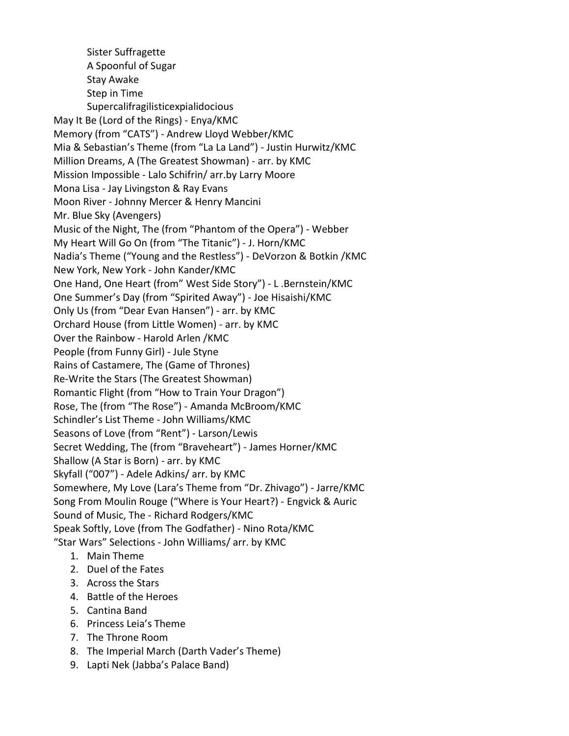- Sister Suffragette
- A Spoonful of Sugar
- Stay Awake
- Step in Time
- Supercalifragilisticexpialidocious

May It Be (Lord of the Rings) - Enya/KMC
Memory (from "CATS") - Andrew Lloyd Webber/KMC
Mia & Sebastian's Theme (from "La La Land") - Justin Hurwitz/KMC
Million Dreams, A (The Greatest Showman) - arr. by KMC
Mission Impossible - Lalo Schifrin/ arr.by Larry Moore
Mona Lisa - Jay Livingston & Ray Evans
Moon River - Johnny Mercer & Henry Mancini
Mr. Blue Sky (Avengers)
Music of the Night, The (from "Phantom of the Opera") - Webber
My Heart Will Go On (from "The Titanic") - J. Horn/KMC
Nadia's Theme ("Young and the Restless") - DeVorzon & Botkin /KMC
New York, New York - John Kander/KMC
One Hand, One Heart (from" West Side Story") - L .Bernstein/KMC
One Summer's Day (from "Spirited Away") - Joe Hisaishi/KMC
Only Us (from "Dear Evan Hansen") - arr. by KMC
Orchard House (from Little Women) - arr. by KMC
Over the Rainbow - Harold Arlen /KMC
People (from Funny Girl) - Jule Styne
Rains of Castamere, The (Game of Thrones)
Re-Write the Stars (The Greatest Showman)
Romantic Flight (from "How to Train Your Dragon")
Rose, The (from "The Rose") - Amanda McBroom/KMC
Schindler's List Theme - John Williams/KMC
Seasons of Love (from "Rent") - Larson/Lewis
Secret Wedding, The (from "Braveheart") - James Horner/KMC
Shallow (A Star is Born) - arr. by KMC
Skyfall ("007") - Adele Adkins/ arr. by KMC
Somewhere, My Love (Lara's Theme from "Dr. Zhivago") - Jarre/KMC
Song From Moulin Rouge ("Where is Your Heart?) - Engvick & Auric
Sound of Music, The - Richard Rodgers/KMC
Speak Softly, Love (from The Godfather) - Nino Rota/KMC
"Star Wars" Selections - John Williams/ arr. by KMC

1. Main Theme
2. Duel of the Fates
3. Across the Stars
4. Battle of the Heroes
5. Cantina Band
6. Princess Leia's Theme
7. The Throne Room
8. The Imperial March (Darth Vader's Theme)
9. Lapti Nek (Jabba's Palace Band)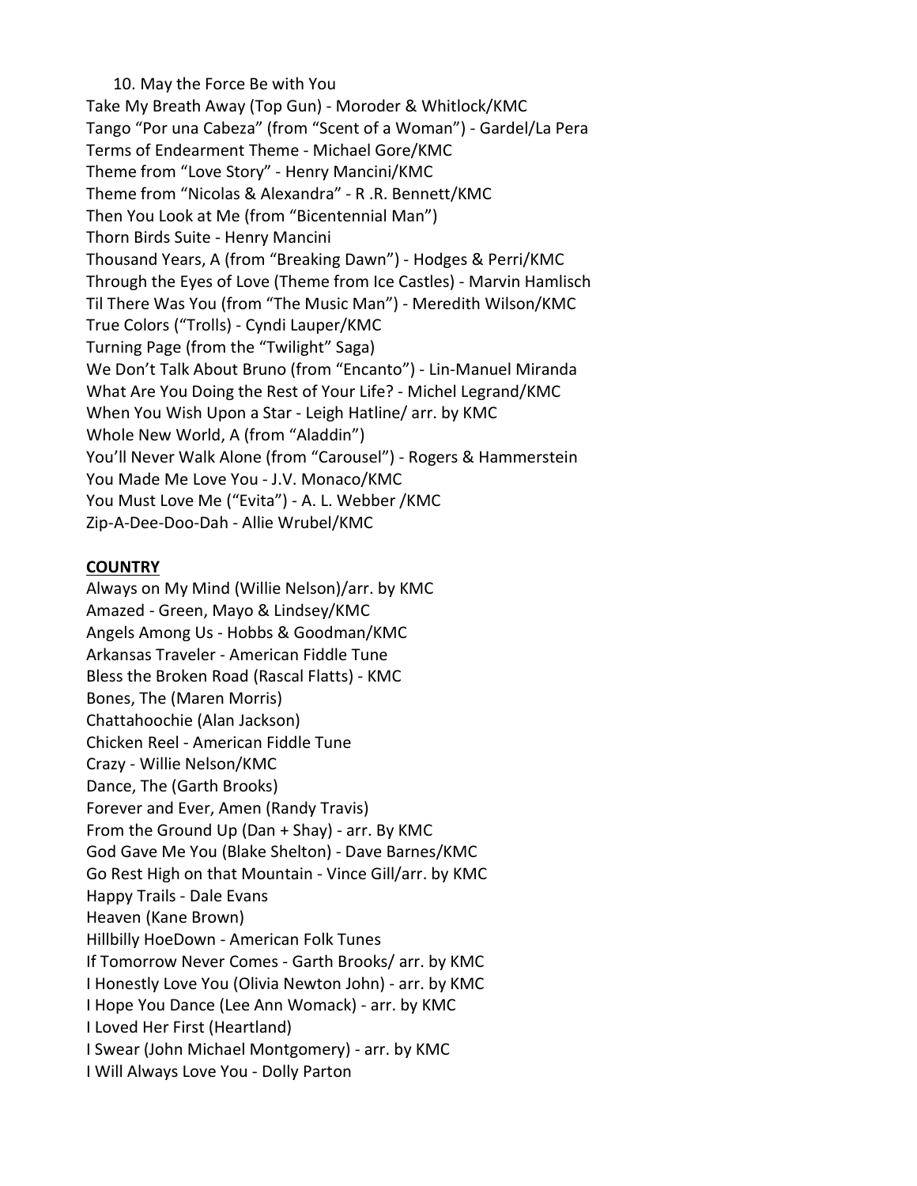10. May the Force Be with You

Take My Breath Away (Top Gun) - Moroder & Whitlock/KMC
Tango "Por una Cabeza" (from "Scent of a Woman") - Gardel/La Pera
Terms of Endearment Theme - Michael Gore/KMC
Theme from "Love Story" - Henry Mancini/KMC
Theme from "Nicolas & Alexandra" - R .R. Bennett/KMC
Then You Look at Me (from "Bicentennial Man")
Thorn Birds Suite - Henry Mancini
Thousand Years, A (from "Breaking Dawn") - Hodges & Perri/KMC
Through the Eyes of Love (Theme from Ice Castles) - Marvin Hamlisch
Til There Was You (from "The Music Man") - Meredith Wilson/KMC
True Colors ("Trolls) - Cyndi Lauper/KMC
Turning Page (from the "Twilight" Saga)
We Don't Talk About Bruno (from "Encanto") - Lin-Manuel Miranda
What Are You Doing the Rest of Your Life? - Michel Legrand/KMC
When You Wish Upon a Star - Leigh Hatline/ arr. by KMC
Whole New World, A (from "Aladdin")
You'll Never Walk Alone (from "Carousel") - Rogers & Hammerstein
You Made Me Love You - J.V. Monaco/KMC
You Must Love Me ("Evita") - A. L. Webber /KMC
Zip-A-Dee-Doo-Dah - Allie Wrubel/KMC

**COUNTRY**

Always on My Mind (Willie Nelson)/arr. by KMC
Amazed - Green, Mayo & Lindsey/KMC
Angels Among Us - Hobbs & Goodman/KMC
Arkansas Traveler - American Fiddle Tune
Bless the Broken Road (Rascal Flatts) - KMC
Bones, The (Maren Morris)
Chattahoochie (Alan Jackson)
Chicken Reel - American Fiddle Tune
Crazy - Willie Nelson/KMC
Dance, The (Garth Brooks)
Forever and Ever, Amen (Randy Travis)
From the Ground Up (Dan + Shay) - arr. By KMC
God Gave Me You (Blake Shelton) - Dave Barnes/KMC
Go Rest High on that Mountain - Vince Gill/arr. by KMC
Happy Trails - Dale Evans
Heaven (Kane Brown)
Hillbilly HoeDown - American Folk Tunes
If Tomorrow Never Comes - Garth Brooks/ arr. by KMC
I Honestly Love You (Olivia Newton John) - arr. by KMC
I Hope You Dance (Lee Ann Womack) - arr. by KMC
I Loved Her First (Heartland)
I Swear (John Michael Montgomery) - arr. by KMC
I Will Always Love You - Dolly Parton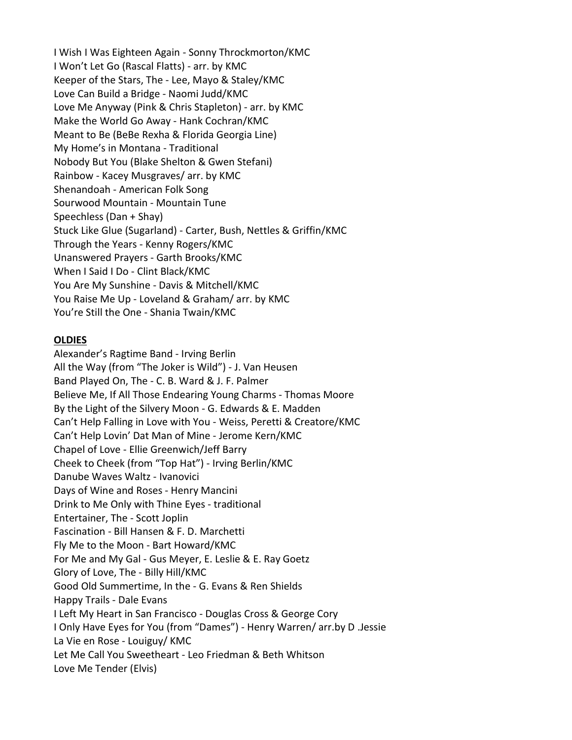I Wish I Was Eighteen Again - Sonny Throckmorton/KMC
I Won't Let Go (Rascal Flatts) - arr. by KMC
Keeper of the Stars, The - Lee, Mayo & Staley/KMC
Love Can Build a Bridge - Naomi Judd/KMC
Love Me Anyway (Pink & Chris Stapleton) - arr. by KMC
Make the World Go Away - Hank Cochran/KMC
Meant to Be (BeBe Rexha & Florida Georgia Line)
My Home's in Montana - Traditional
Nobody But You (Blake Shelton & Gwen Stefani)
Rainbow - Kacey Musgraves/ arr. by KMC
Shenandoah - American Folk Song
Sourwood Mountain - Mountain Tune
Speechless (Dan + Shay)
Stuck Like Glue (Sugarland) - Carter, Bush, Nettles & Griffin/KMC
Through the Years - Kenny Rogers/KMC
Unanswered Prayers - Garth Brooks/KMC
When I Said I Do - Clint Black/KMC
You Are My Sunshine - Davis & Mitchell/KMC
You Raise Me Up - Loveland & Graham/ arr. by KMC
You're Still the One - Shania Twain/KMC

**OLDIES**

Alexander's Ragtime Band - Irving Berlin
All the Way (from "The Joker is Wild") - J. Van Heusen
Band Played On, The - C. B. Ward & J. F. Palmer
Believe Me, If All Those Endearing Young Charms - Thomas Moore
By the Light of the Silvery Moon - G. Edwards & E. Madden
Can't Help Falling in Love with You - Weiss, Peretti & Creatore/KMC
Can't Help Lovin' Dat Man of Mine - Jerome Kern/KMC
Chapel of Love - Ellie Greenwich/Jeff Barry
Cheek to Cheek (from "Top Hat") - Irving Berlin/KMC
Danube Waves Waltz - Ivanovici
Days of Wine and Roses - Henry Mancini
Drink to Me Only with Thine Eyes - traditional
Entertainer, The - Scott Joplin
Fascination - Bill Hansen & F. D. Marchetti
Fly Me to the Moon - Bart Howard/KMC
For Me and My Gal - Gus Meyer, E. Leslie & E. Ray Goetz
Glory of Love, The - Billy Hill/KMC
Good Old Summertime, In the - G. Evans & Ren Shields
Happy Trails - Dale Evans
I Left My Heart in San Francisco - Douglas Cross & George Cory
I Only Have Eyes for You (from "Dames") - Henry Warren/ arr.by D .Jessie
La Vie en Rose - Louiguy/ KMC
Let Me Call You Sweetheart - Leo Friedman & Beth Whitson
Love Me Tender (Elvis)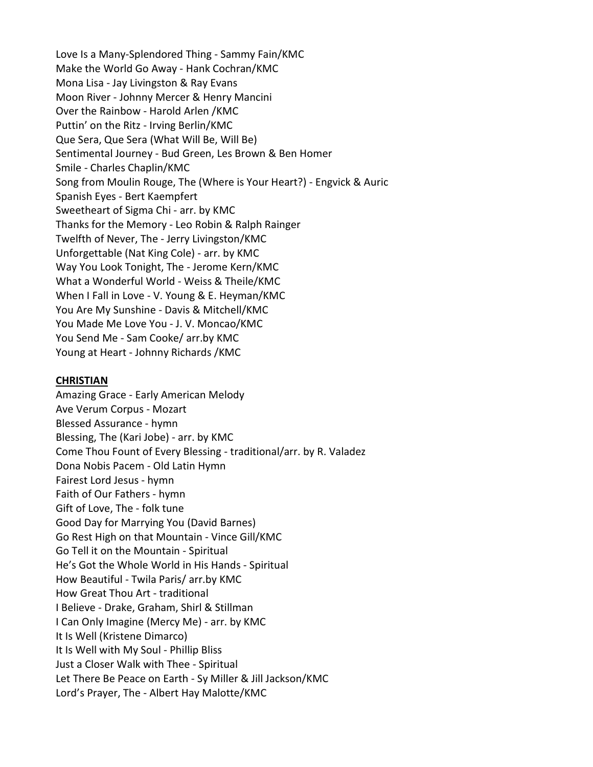Love Is a Many-Splendored Thing - Sammy Fain/KMC
Make the World Go Away - Hank Cochran/KMC
Mona Lisa - Jay Livingston & Ray Evans
Moon River - Johnny Mercer & Henry Mancini
Over the Rainbow - Harold Arlen /KMC
Puttin' on the Ritz - Irving Berlin/KMC
Que Sera, Que Sera (What Will Be, Will Be)
Sentimental Journey - Bud Green, Les Brown & Ben Homer
Smile - Charles Chaplin/KMC
Song from Moulin Rouge, The (Where is Your Heart?) - Engvick & Auric
Spanish Eyes - Bert Kaempfert
Sweetheart of Sigma Chi - arr. by KMC
Thanks for the Memory - Leo Robin & Ralph Rainger
Twelfth of Never, The - Jerry Livingston/KMC
Unforgettable (Nat King Cole) - arr. by KMC
Way You Look Tonight, The - Jerome Kern/KMC
What a Wonderful World - Weiss & Theile/KMC
When I Fall in Love - V. Young & E. Heyman/KMC
You Are My Sunshine - Davis & Mitchell/KMC
You Made Me Love You - J. V. Moncao/KMC
You Send Me - Sam Cooke/ arr.by KMC
Young at Heart - Johnny Richards /KMC

**CHRISTIAN**

Amazing Grace - Early American Melody
Ave Verum Corpus - Mozart
Blessed Assurance - hymn
Blessing, The (Kari Jobe) - arr. by KMC
Come Thou Fount of Every Blessing - traditional/arr. by R. Valadez
Dona Nobis Pacem - Old Latin Hymn
Fairest Lord Jesus - hymn
Faith of Our Fathers - hymn
Gift of Love, The - folk tune
Good Day for Marrying You (David Barnes)
Go Rest High on that Mountain - Vince Gill/KMC
Go Tell it on the Mountain - Spiritual
He's Got the Whole World in His Hands - Spiritual
How Beautiful - Twila Paris/ arr.by KMC
How Great Thou Art - traditional
I Believe - Drake, Graham, Shirl & Stillman
I Can Only Imagine (Mercy Me) - arr. by KMC
It Is Well (Kristene Dimarco)
It Is Well with My Soul - Phillip Bliss
Just a Closer Walk with Thee - Spiritual
Let There Be Peace on Earth - Sy Miller & Jill Jackson/KMC
Lord's Prayer, The - Albert Hay Malotte/KMC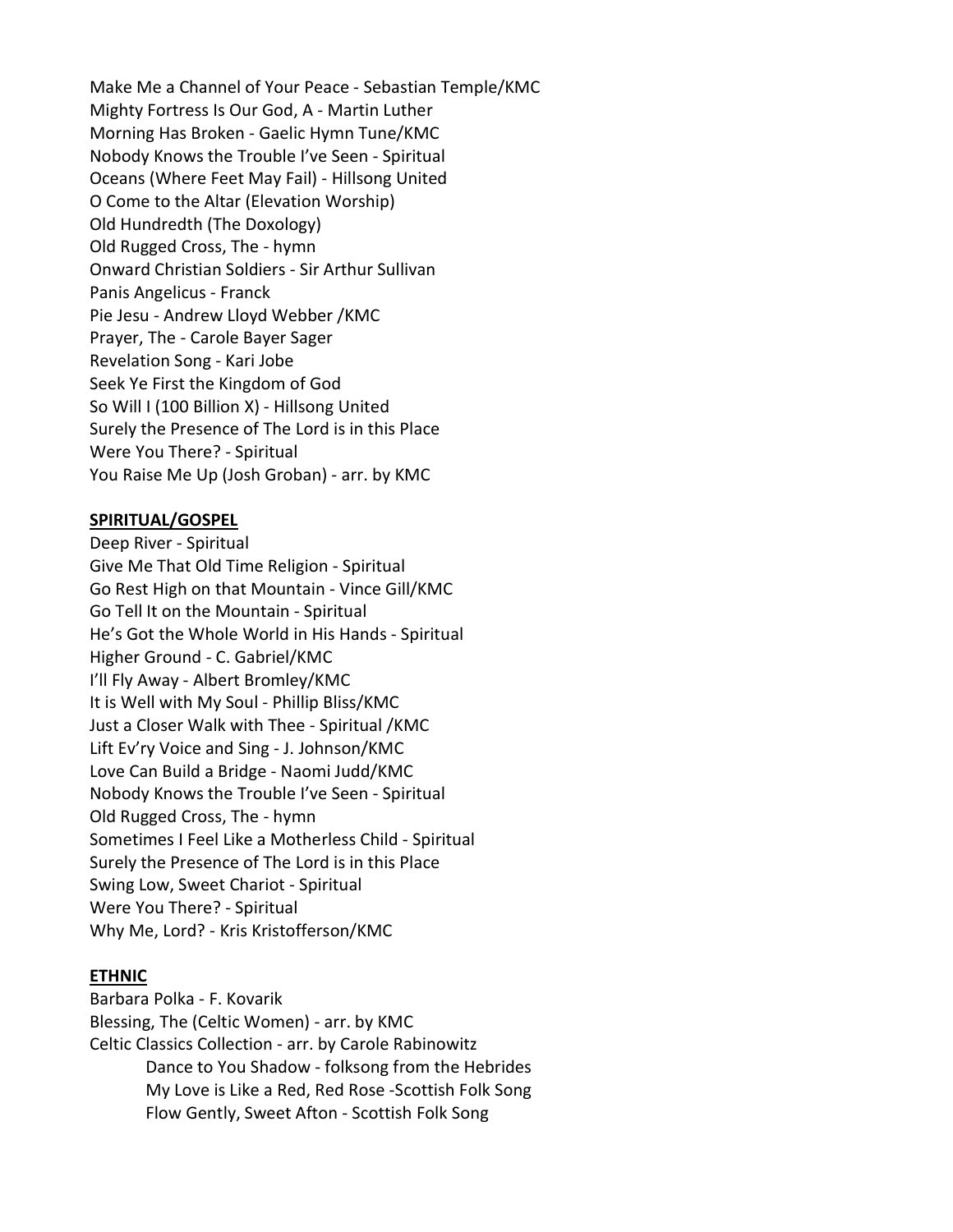Make Me a Channel of Your Peace - Sebastian Temple/KMC
Mighty Fortress Is Our God, A - Martin Luther
Morning Has Broken - Gaelic Hymn Tune/KMC
Nobody Knows the Trouble I've Seen - Spiritual
Oceans (Where Feet May Fail) - Hillsong United
O Come to the Altar (Elevation Worship)
Old Hundredth (The Doxology)
Old Rugged Cross, The - hymn
Onward Christian Soldiers - Sir Arthur Sullivan
Panis Angelicus - Franck
Pie Jesu - Andrew Lloyd Webber /KMC
Prayer, The - Carole Bayer Sager
Revelation Song - Kari Jobe
Seek Ye First the Kingdom of God
So Will I (100 Billion X) - Hillsong United
Surely the Presence of The Lord is in this Place
Were You There? - Spiritual
You Raise Me Up (Josh Groban) - arr. by KMC

**SPIRITUAL/GOSPEL**

Deep River - Spiritual
Give Me That Old Time Religion - Spiritual
Go Rest High on that Mountain - Vince Gill/KMC
Go Tell It on the Mountain - Spiritual
He's Got the Whole World in His Hands - Spiritual
Higher Ground - C. Gabriel/KMC
I'll Fly Away - Albert Bromley/KMC
It is Well with My Soul - Phillip Bliss/KMC
Just a Closer Walk with Thee - Spiritual /KMC
Lift Ev'ry Voice and Sing - J. Johnson/KMC
Love Can Build a Bridge - Naomi Judd/KMC
Nobody Knows the Trouble I've Seen - Spiritual
Old Rugged Cross, The - hymn
Sometimes I Feel Like a Motherless Child - Spiritual
Surely the Presence of The Lord is in this Place
Swing Low, Sweet Chariot - Spiritual
Were You There? - Spiritual
Why Me, Lord? - Kris Kristofferson/KMC

**ETHNIC**

Barbara Polka - F. Kovarik
Blessing, The (Celtic Women) - arr. by KMC
Celtic Classics Collection - arr. by Carole Rabinowitz
- Dance to You Shadow - folksong from the Hebrides
- My Love is Like a Red, Red Rose -Scottish Folk Song
- Flow Gently, Sweet Afton - Scottish Folk Song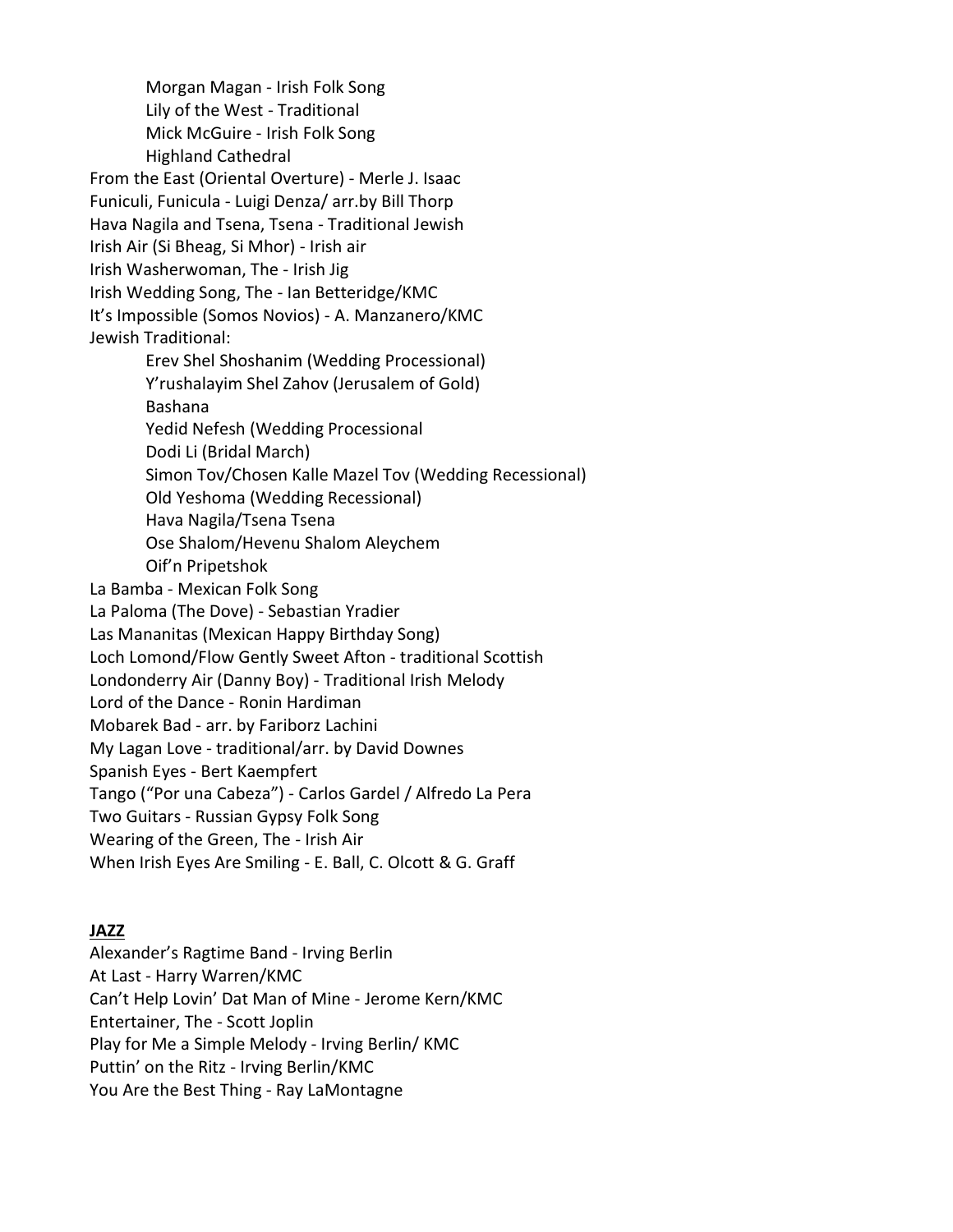Morgan Magan - Irish Folk Song
    Lily of the West - Traditional
    Mick McGuire - Irish Folk Song
    Highland Cathedral

From the East (Oriental Overture) - Merle J. Isaac
Funiculi, Funicula - Luigi Denza/ arr.by Bill Thorp
Hava Nagila and Tsena, Tsena - Traditional Jewish
Irish Air (Si Bheag, Si Mhor) - Irish air
Irish Washerwoman, The - Irish Jig
Irish Wedding Song, The - Ian Betteridge/KMC
It's Impossible (Somos Novios) - A. Manzanero/KMC
Jewish Traditional:

    Erev Shel Shoshanim (Wedding Processional)
    Y'rushalayim Shel Zahov (Jerusalem of Gold)
    Bashana
    Yedid Nefesh (Wedding Processional
    Dodi Li (Bridal March)
    Simon Tov/Chosen Kalle Mazel Tov (Wedding Recessional)
    Old Yeshoma (Wedding Recessional)
    Hava Nagila/Tsena Tsena
    Ose Shalom/Hevenu Shalom Aleychem
    Oif'n Pripetshok

La Bamba - Mexican Folk Song
La Paloma (The Dove) - Sebastian Yradier
Las Mananitas (Mexican Happy Birthday Song)
Loch Lomond/Flow Gently Sweet Afton - traditional Scottish
Londonderry Air (Danny Boy) - Traditional Irish Melody
Lord of the Dance - Ronin Hardiman
Mobarek Bad - arr. by Fariborz Lachini
My Lagan Love - traditional/arr. by David Downes
Spanish Eyes - Bert Kaempfert
Tango ("Por una Cabeza") - Carlos Gardel / Alfredo La Pera
Two Guitars - Russian Gypsy Folk Song
Wearing of the Green, The - Irish Air
When Irish Eyes Are Smiling - E. Ball, C. Olcott & G. Graff

**JAZZ**

Alexander's Ragtime Band - Irving Berlin
At Last - Harry Warren/KMC
Can't Help Lovin' Dat Man of Mine - Jerome Kern/KMC
Entertainer, The - Scott Joplin
Play for Me a Simple Melody - Irving Berlin/ KMC
Puttin' on the Ritz - Irving Berlin/KMC
You Are the Best Thing - Ray LaMontagne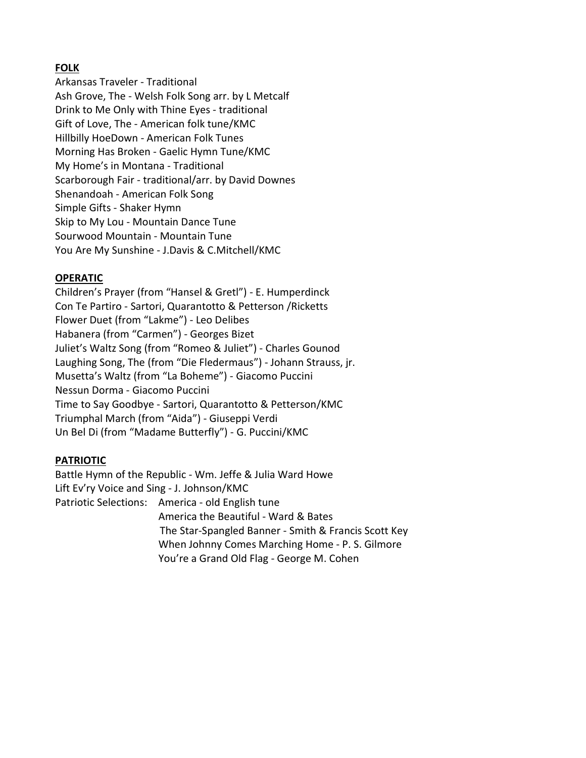**FOLK**

Arkansas Traveler - Traditional
Ash Grove, The - Welsh Folk Song arr. by L Metcalf
Drink to Me Only with Thine Eyes - traditional
Gift of Love, The - American folk tune/KMC
Hillbilly HoeDown - American Folk Tunes
Morning Has Broken - Gaelic Hymn Tune/KMC
My Home's in Montana - Traditional
Scarborough Fair - traditional/arr. by David Downes
Shenandoah - American Folk Song
Simple Gifts - Shaker Hymn
Skip to My Lou - Mountain Dance Tune
Sourwood Mountain - Mountain Tune
You Are My Sunshine - J.Davis & C.Mitchell/KMC

**OPERATIC**

Children's Prayer (from "Hansel & Gretl") - E. Humperdinck
Con Te Partiro - Sartori, Quarantotto & Petterson /Ricketts
Flower Duet (from "Lakme") - Leo Delibes
Habanera (from "Carmen") - Georges Bizet
Juliet's Waltz Song (from "Romeo & Juliet") - Charles Gounod
Laughing Song, The (from "Die Fledermaus") - Johann Strauss, jr.
Musetta's Waltz (from "La Boheme") - Giacomo Puccini
Nessun Dorma - Giacomo Puccini
Time to Say Goodbye - Sartori, Quarantotto & Petterson/KMC
Triumphal March (from "Aida") - Giuseppi Verdi
Un Bel Di (from "Madame Butterfly") - G. Puccini/KMC

**PATRIOTIC**

Battle Hymn of the Republic - Wm. Jeffe & Julia Ward Howe
Lift Ev'ry Voice and Sing - J. Johnson/KMC
Patriotic Selections:
- America - old English tune
- America the Beautiful - Ward & Bates
- The Star-Spangled Banner - Smith & Francis Scott Key
- When Johnny Comes Marching Home - P. S. Gilmore
- You're a Grand Old Flag - George M. Cohen